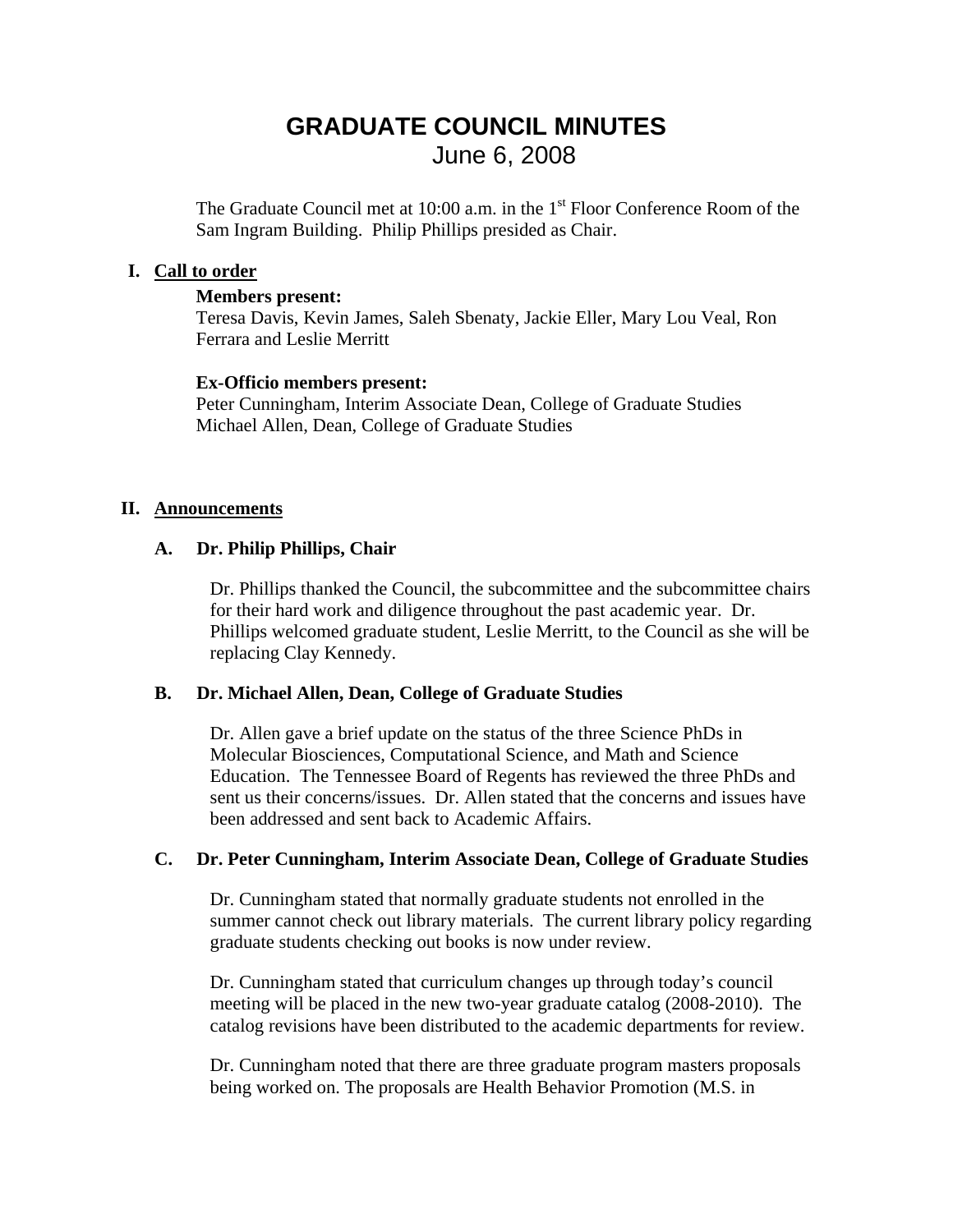# GRADUATE COUNCIL MINUTES

June 6, 2008

The Graduate Council met at 10:00 a.m. in the 1st Floor Conference Room of the Sam Ingram Building. Philip Phillips presided as Chair.

## I. Call to order

**Members present:**
Teresa Davis, Kevin James, Saleh Sbenaty, Jackie Eller, Mary Lou Veal, Ron Ferrara and Leslie Merritt

**Ex-Officio members present:**
Peter Cunningham, Interim Associate Dean, College of Graduate Studies
Michael Allen, Dean, College of Graduate Studies

## II. Announcements

### A. Dr. Philip Phillips, Chair

Dr. Phillips thanked the Council, the subcommittee and the subcommittee chairs for their hard work and diligence throughout the past academic year. Dr. Phillips welcomed graduate student, Leslie Merritt, to the Council as she will be replacing Clay Kennedy.

### B. Dr. Michael Allen, Dean, College of Graduate Studies

Dr. Allen gave a brief update on the status of the three Science PhDs in Molecular Biosciences, Computational Science, and Math and Science Education. The Tennessee Board of Regents has reviewed the three PhDs and sent us their concerns/issues. Dr. Allen stated that the concerns and issues have been addressed and sent back to Academic Affairs.

### C. Dr. Peter Cunningham, Interim Associate Dean, College of Graduate Studies

Dr. Cunningham stated that normally graduate students not enrolled in the summer cannot check out library materials. The current library policy regarding graduate students checking out books is now under review.

Dr. Cunningham stated that curriculum changes up through today's council meeting will be placed in the new two-year graduate catalog (2008-2010). The catalog revisions have been distributed to the academic departments for review.

Dr. Cunningham noted that there are three graduate program masters proposals being worked on. The proposals are Health Behavior Promotion (M.S. in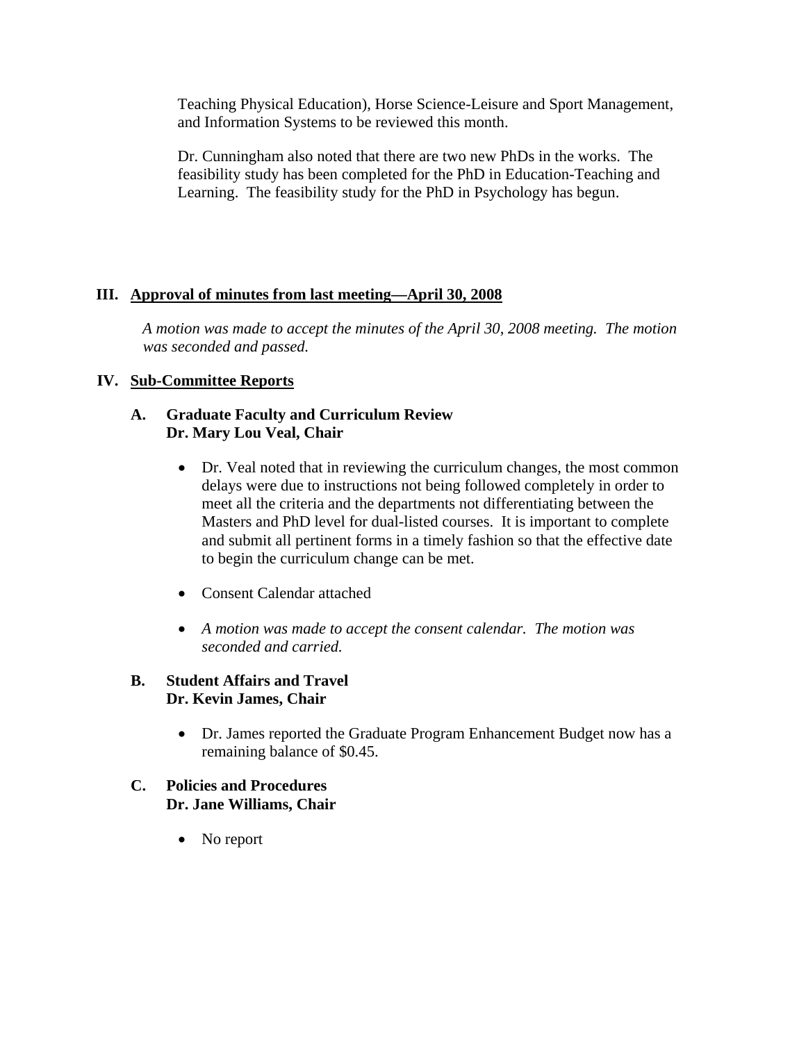Teaching Physical Education), Horse Science-Leisure and Sport Management, and Information Systems to be reviewed this month.

Dr. Cunningham also noted that there are two new PhDs in the works. The feasibility study has been completed for the PhD in Education-Teaching and Learning. The feasibility study for the PhD in Psychology has begun.

## III. Approval of minutes from last meeting—April 30, 2008

*A motion was made to accept the minutes of the April 30, 2008 meeting. The motion was seconded and passed.*

## IV. Sub-Committee Reports

### A. Graduate Faculty and Curriculum Review
**Dr. Mary Lou Veal, Chair**

- Dr. Veal noted that in reviewing the curriculum changes, the most common delays were due to instructions not being followed completely in order to meet all the criteria and the departments not differentiating between the Masters and PhD level for dual-listed courses. It is important to complete and submit all pertinent forms in a timely fashion so that the effective date to begin the curriculum change can be met.
- Consent Calendar attached
- *A motion was made to accept the consent calendar. The motion was seconded and carried.*

### B. Student Affairs and Travel
**Dr. Kevin James, Chair**

- Dr. James reported the Graduate Program Enhancement Budget now has a remaining balance of $0.45.

### C. Policies and Procedures
**Dr. Jane Williams, Chair**

- No report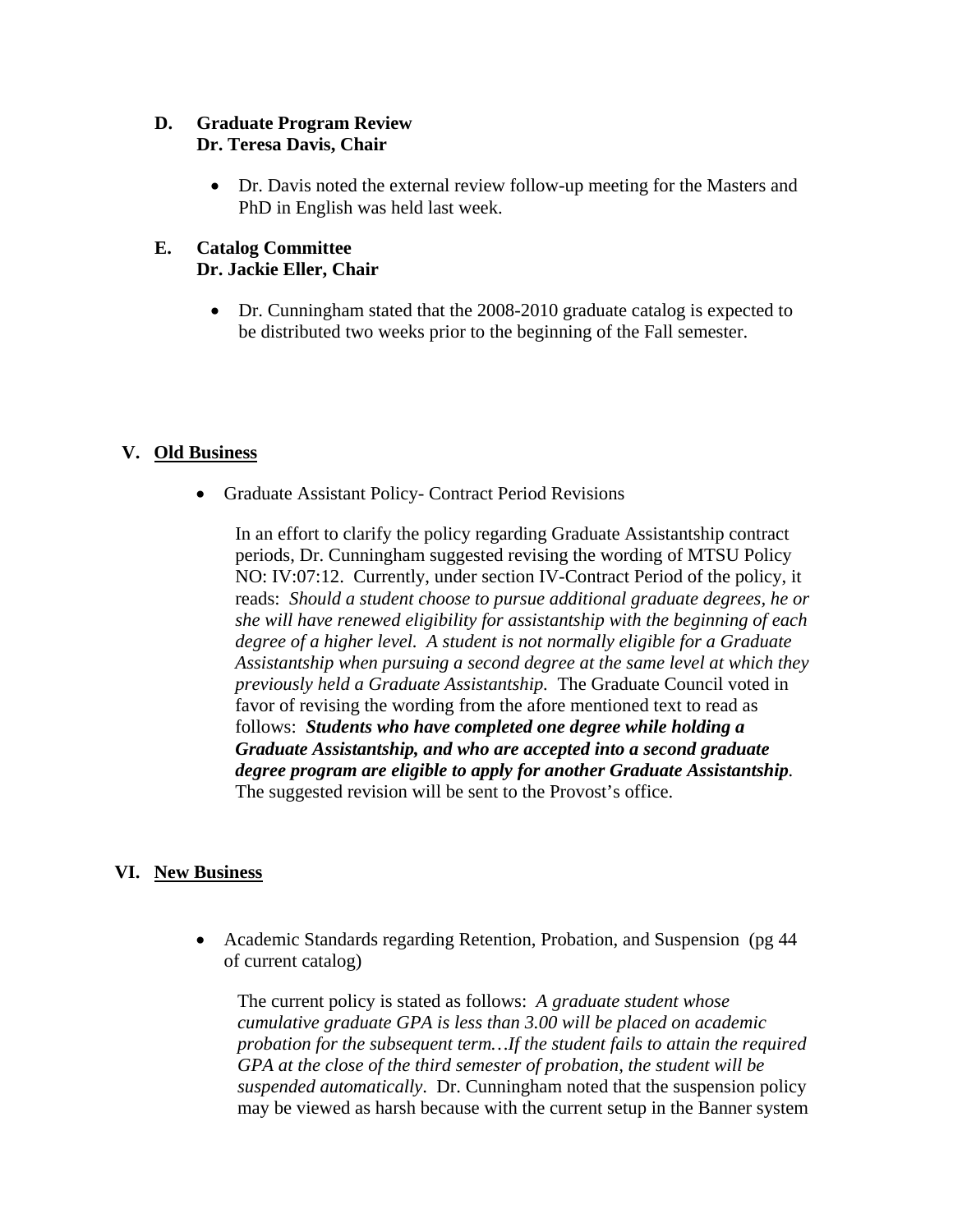**D. Graduate Program Review**
**Dr. Teresa Davis, Chair**

- Dr. Davis noted the external review follow-up meeting for the Masters and PhD in English was held last week.

**E. Catalog Committee**
**Dr. Jackie Eller, Chair**

- Dr. Cunningham stated that the 2008-2010 graduate catalog is expected to be distributed two weeks prior to the beginning of the Fall semester.

## V. Old Business

- Graduate Assistant Policy- Contract Period Revisions

  In an effort to clarify the policy regarding Graduate Assistantship contract periods, Dr. Cunningham suggested revising the wording of MTSU Policy NO: IV:07:12. Currently, under section IV-Contract Period of the policy, it reads: *Should a student choose to pursue additional graduate degrees, he or she will have renewed eligibility for assistantship with the beginning of each degree of a higher level. A student is not normally eligible for a Graduate Assistantship when pursuing a second degree at the same level at which they previously held a Graduate Assistantship.* The Graduate Council voted in favor of revising the wording from the afore mentioned text to read as follows: ***Students who have completed one degree while holding a Graduate Assistantship, and who are accepted into a second graduate degree program are eligible to apply for another Graduate Assistantship***. The suggested revision will be sent to the Provost's office.

## VI. New Business

- Academic Standards regarding Retention, Probation, and Suspension (pg 44 of current catalog)

  The current policy is stated as follows: *A graduate student whose cumulative graduate GPA is less than 3.00 will be placed on academic probation for the subsequent term…If the student fails to attain the required GPA at the close of the third semester of probation, the student will be suspended automatically*. Dr. Cunningham noted that the suspension policy may be viewed as harsh because with the current setup in the Banner system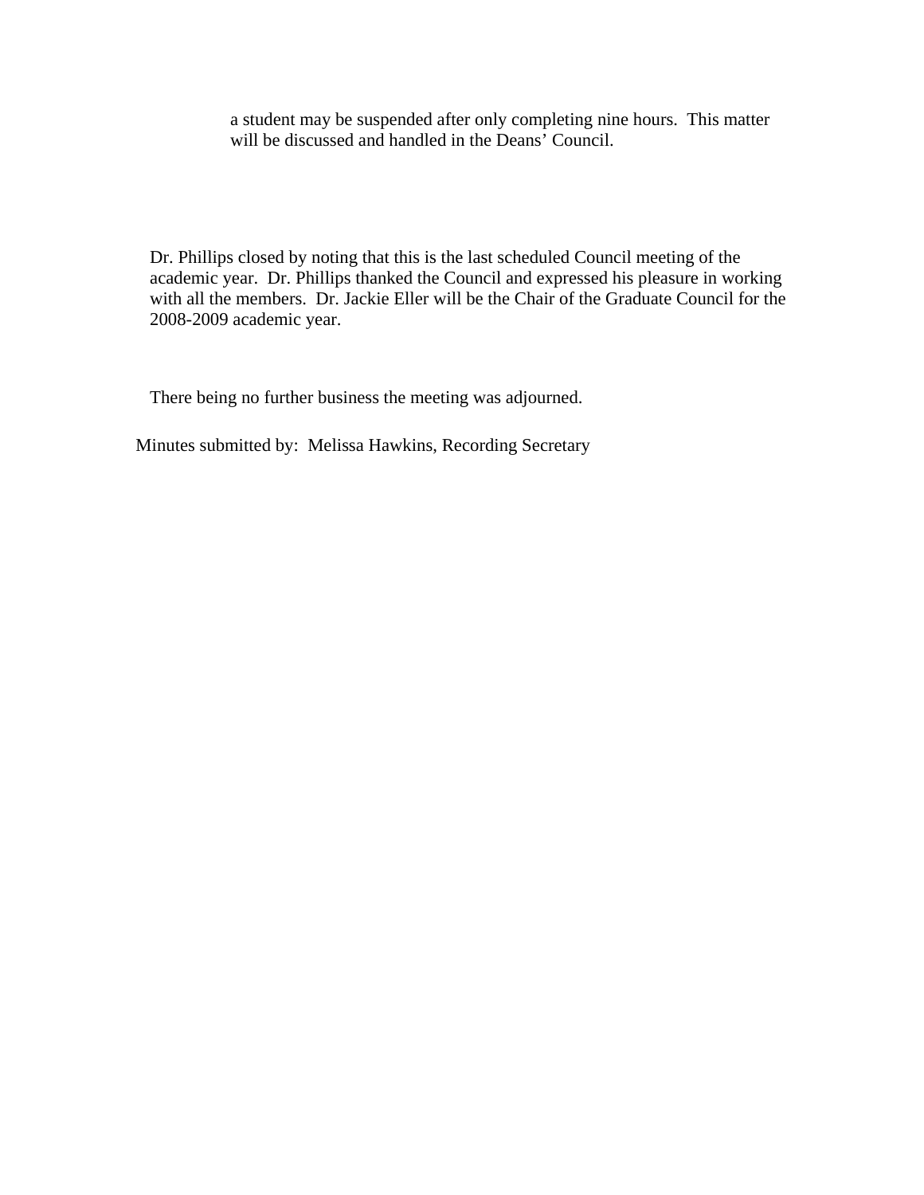a student may be suspended after only completing nine hours. This matter will be discussed and handled in the Deans' Council.

Dr. Phillips closed by noting that this is the last scheduled Council meeting of the academic year. Dr. Phillips thanked the Council and expressed his pleasure in working with all the members. Dr. Jackie Eller will be the Chair of the Graduate Council for the 2008-2009 academic year.

There being no further business the meeting was adjourned.

Minutes submitted by: Melissa Hawkins, Recording Secretary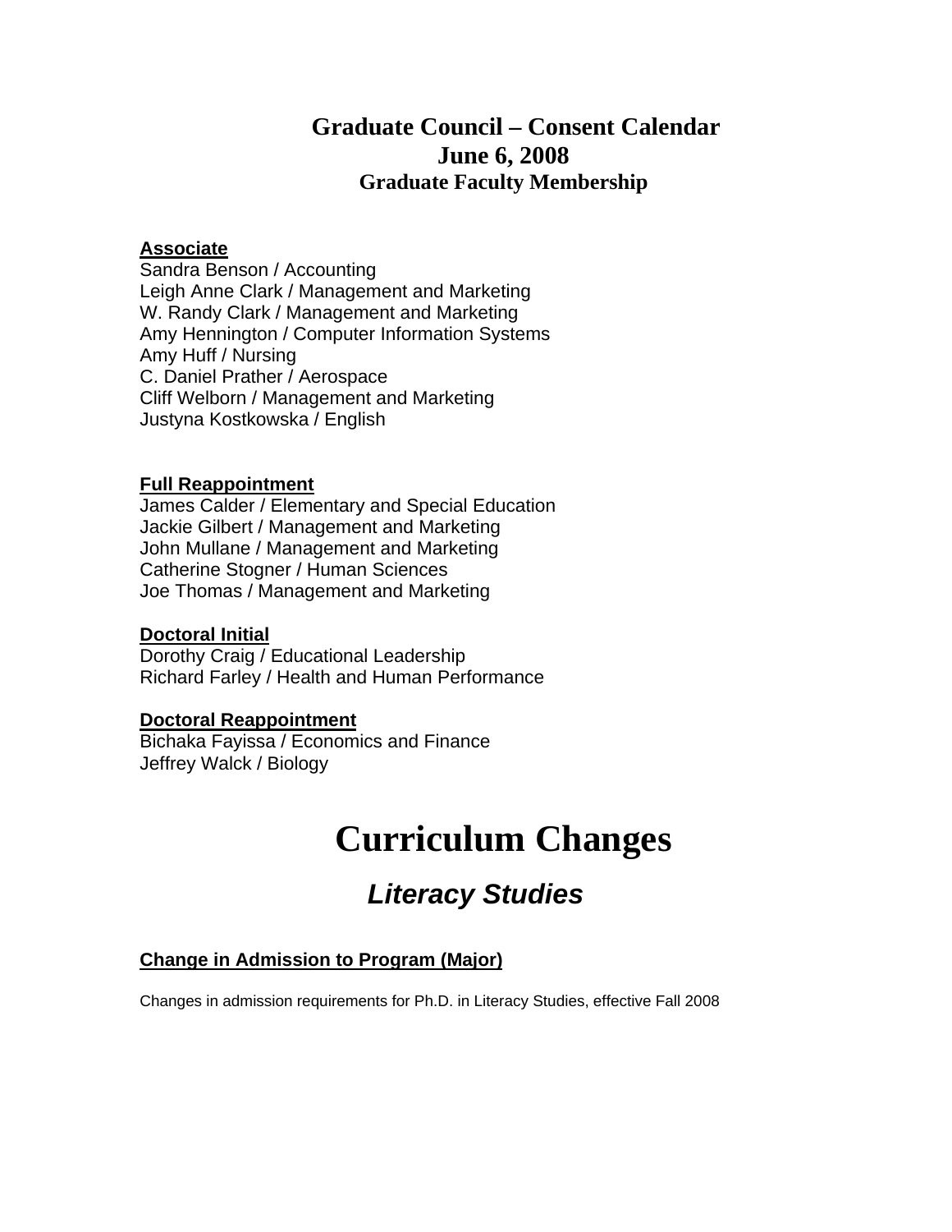# Graduate Council – Consent Calendar
## June 6, 2008
### Graduate Faculty Membership

**Associate**

Sandra Benson / Accounting
Leigh Anne Clark / Management and Marketing
W. Randy Clark / Management and Marketing
Amy Hennington / Computer Information Systems
Amy Huff / Nursing
C. Daniel Prather / Aerospace
Cliff Welborn / Management and Marketing
Justyna Kostkowska / English

**Full Reappointment**

James Calder / Elementary and Special Education
Jackie Gilbert / Management and Marketing
John Mullane / Management and Marketing
Catherine Stogner / Human Sciences
Joe Thomas / Management and Marketing

**Doctoral Initial**

Dorothy Craig / Educational Leadership
Richard Farley / Health and Human Performance

**Doctoral Reappointment**

Bichaka Fayissa / Economics and Finance
Jeffrey Walck / Biology

# Curriculum Changes

## *Literacy Studies*

**Change in Admission to Program (Major)**

Changes in admission requirements for Ph.D. in Literacy Studies, effective Fall 2008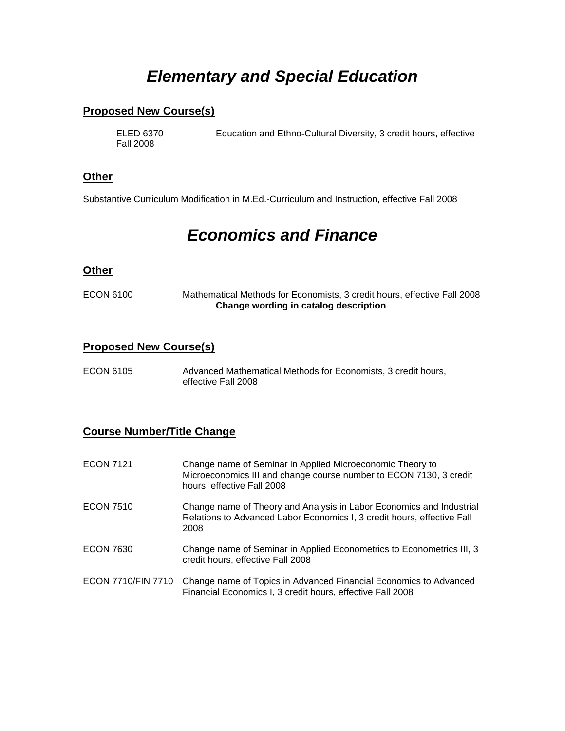# *Elementary and Special Education*

## Proposed New Course(s)

ELED 6370 Education and Ethno-Cultural Diversity, 3 credit hours, effective Fall 2008

## Other

Substantive Curriculum Modification in M.Ed.-Curriculum and Instruction, effective Fall 2008

# *Economics and Finance*

## Other

ECON 6100 Mathematical Methods for Economists, 3 credit hours, effective Fall 2008
**Change wording in catalog description**

## Proposed New Course(s)

ECON 6105 Advanced Mathematical Methods for Economists, 3 credit hours, effective Fall 2008

## Course Number/Title Change

ECON 7121 Change name of Seminar in Applied Microeconomic Theory to Microeconomics III and change course number to ECON 7130, 3 credit hours, effective Fall 2008

ECON 7510 Change name of Theory and Analysis in Labor Economics and Industrial Relations to Advanced Labor Economics I, 3 credit hours, effective Fall 2008

ECON 7630 Change name of Seminar in Applied Econometrics to Econometrics III, 3 credit hours, effective Fall 2008

ECON 7710/FIN 7710 Change name of Topics in Advanced Financial Economics to Advanced Financial Economics I, 3 credit hours, effective Fall 2008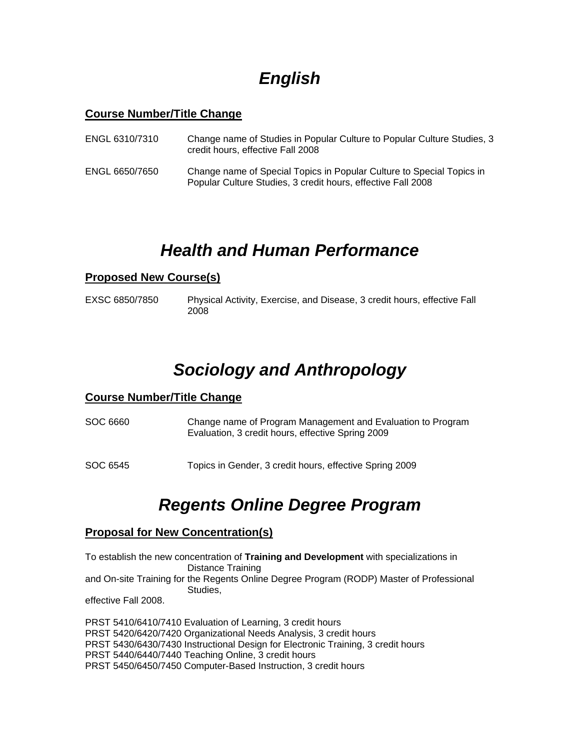# *English*

## Course Number/Title Change

ENGL 6310/7310 Change name of Studies in Popular Culture to Popular Culture Studies, 3 credit hours, effective Fall 2008

ENGL 6650/7650 Change name of Special Topics in Popular Culture to Special Topics in Popular Culture Studies, 3 credit hours, effective Fall 2008

# *Health and Human Performance*

## Proposed New Course(s)

EXSC 6850/7850 Physical Activity, Exercise, and Disease, 3 credit hours, effective Fall 2008

# *Sociology and Anthropology*

## Course Number/Title Change

SOC 6660 Change name of Program Management and Evaluation to Program Evaluation, 3 credit hours, effective Spring 2009

SOC 6545 Topics in Gender, 3 credit hours, effective Spring 2009

# *Regents Online Degree Program*

## Proposal for New Concentration(s)

To establish the new concentration of **Training and Development** with specializations in Distance Training and On-site Training for the Regents Online Degree Program (RODP) Master of Professional Studies, effective Fall 2008.

PRST 5410/6410/7410 Evaluation of Learning, 3 credit hours
PRST 5420/6420/7420 Organizational Needs Analysis, 3 credit hours
PRST 5430/6430/7430 Instructional Design for Electronic Training, 3 credit hours
PRST 5440/6440/7440 Teaching Online, 3 credit hours
PRST 5450/6450/7450 Computer-Based Instruction, 3 credit hours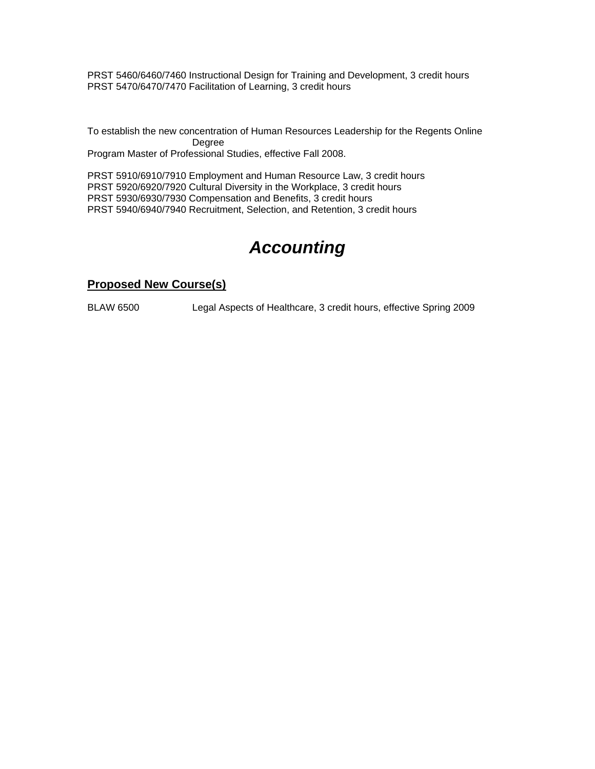PRST 5460/6460/7460 Instructional Design for Training and Development, 3 credit hours
PRST 5470/6470/7470 Facilitation of Learning, 3 credit hours

To establish the new concentration of Human Resources Leadership for the Regents Online Degree Program Master of Professional Studies, effective Fall 2008.

PRST 5910/6910/7910 Employment and Human Resource Law, 3 credit hours
PRST 5920/6920/7920 Cultural Diversity in the Workplace, 3 credit hours
PRST 5930/6930/7930 Compensation and Benefits, 3 credit hours
PRST 5940/6940/7940 Recruitment, Selection, and Retention, 3 credit hours

# ***Accounting***

## Proposed New Course(s)

BLAW 6500 Legal Aspects of Healthcare, 3 credit hours, effective Spring 2009